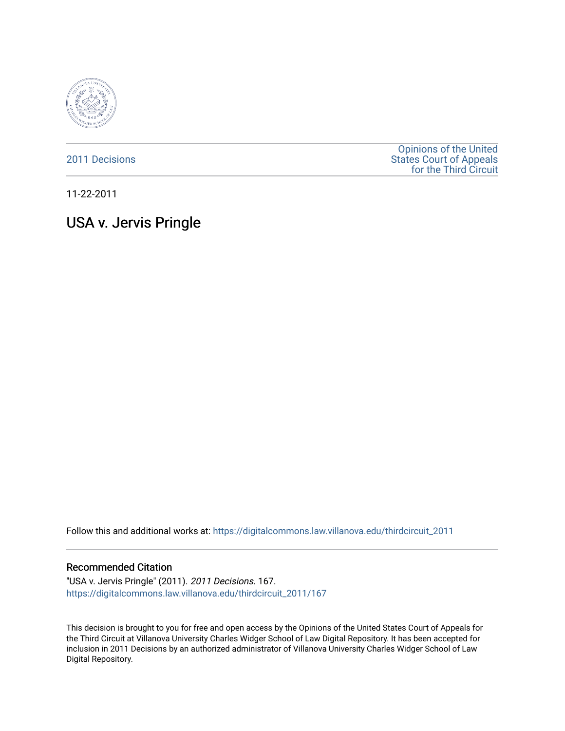2011 Decisions

Opinions of the United States Court of Appeals for the Third Circuit

11-22-2011

# USA v. Jervis Pringle

Follow this and additional works at: https://digitalcommons.law.villanova.edu/thirdcircuit_2011

### Recommended Citation

"USA v. Jervis Pringle" (2011). *2011 Decisions*. 167.
https://digitalcommons.law.villanova.edu/thirdcircuit_2011/167

This decision is brought to you for free and open access by the Opinions of the United States Court of Appeals for the Third Circuit at Villanova University Charles Widger School of Law Digital Repository. It has been accepted for inclusion in 2011 Decisions by an authorized administrator of Villanova University Charles Widger School of Law Digital Repository.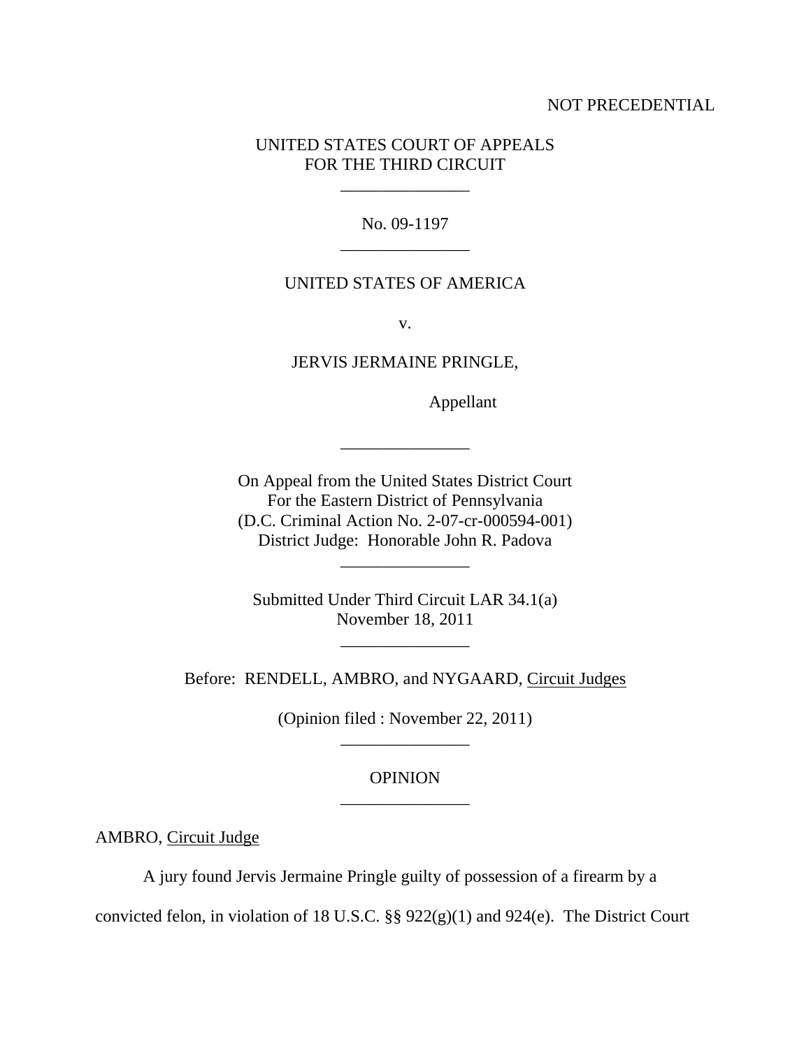NOT PRECEDENTIAL

UNITED STATES COURT OF APPEALS
FOR THE THIRD CIRCUIT

---

No. 09-1197

---

UNITED STATES OF AMERICA

v.

JERVIS JERMAINE PRINGLE,

Appellant

---

On Appeal from the United States District Court
For the Eastern District of Pennsylvania
(D.C. Criminal Action No. 2-07-cr-000594-001)
District Judge: Honorable John R. Padova

---

Submitted Under Third Circuit LAR 34.1(a)
November 18, 2011

---

Before: RENDELL, AMBRO, and NYGAARD, Circuit Judges

(Opinion filed : November 22, 2011)

---

OPINION

---

AMBRO, Circuit Judge

A jury found Jervis Jermaine Pringle guilty of possession of a firearm by a convicted felon, in violation of 18 U.S.C. §§ 922(g)(1) and 924(e). The District Court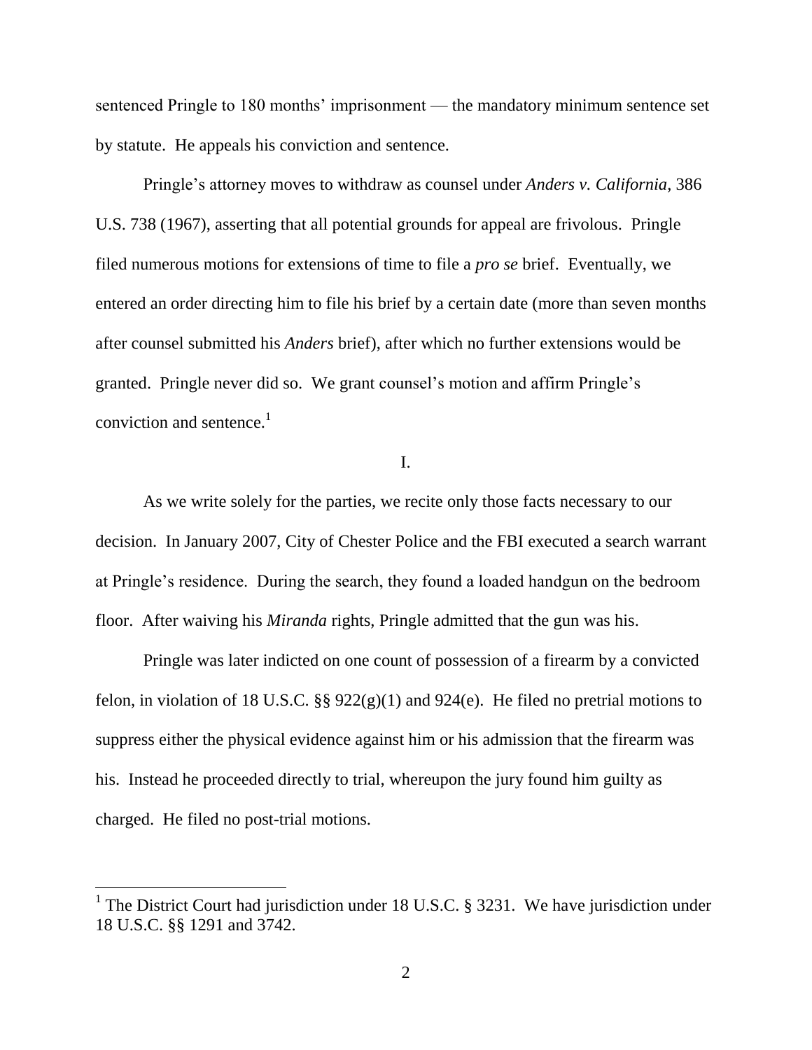sentenced Pringle to 180 months' imprisonment — the mandatory minimum sentence set by statute. He appeals his conviction and sentence.

Pringle's attorney moves to withdraw as counsel under *Anders v. California*, 386 U.S. 738 (1967), asserting that all potential grounds for appeal are frivolous. Pringle filed numerous motions for extensions of time to file a *pro se* brief. Eventually, we entered an order directing him to file his brief by a certain date (more than seven months after counsel submitted his *Anders* brief), after which no further extensions would be granted. Pringle never did so. We grant counsel's motion and affirm Pringle's conviction and sentence.[1]

I.

As we write solely for the parties, we recite only those facts necessary to our decision. In January 2007, City of Chester Police and the FBI executed a search warrant at Pringle's residence. During the search, they found a loaded handgun on the bedroom floor. After waiving his *Miranda* rights, Pringle admitted that the gun was his.

Pringle was later indicted on one count of possession of a firearm by a convicted felon, in violation of 18 U.S.C. §§ 922(g)(1) and 924(e). He filed no pretrial motions to suppress either the physical evidence against him or his admission that the firearm was his. Instead he proceeded directly to trial, whereupon the jury found him guilty as charged. He filed no post-trial motions.

---

[1] The District Court had jurisdiction under 18 U.S.C. § 3231. We have jurisdiction under 18 U.S.C. §§ 1291 and 3742.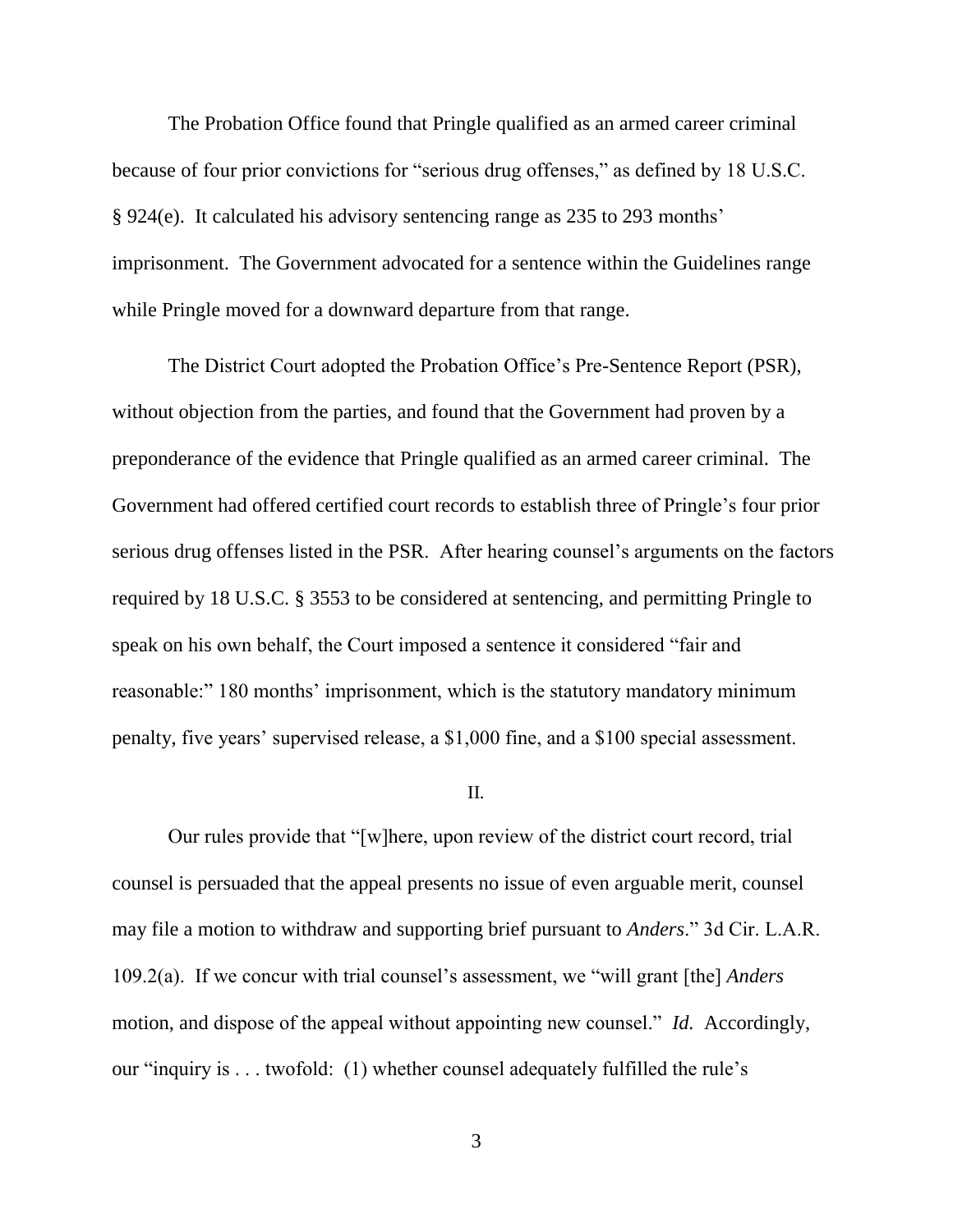The Probation Office found that Pringle qualified as an armed career criminal because of four prior convictions for "serious drug offenses," as defined by 18 U.S.C. § 924(e). It calculated his advisory sentencing range as 235 to 293 months' imprisonment. The Government advocated for a sentence within the Guidelines range while Pringle moved for a downward departure from that range.

The District Court adopted the Probation Office's Pre-Sentence Report (PSR), without objection from the parties, and found that the Government had proven by a preponderance of the evidence that Pringle qualified as an armed career criminal. The Government had offered certified court records to establish three of Pringle's four prior serious drug offenses listed in the PSR. After hearing counsel's arguments on the factors required by 18 U.S.C. § 3553 to be considered at sentencing, and permitting Pringle to speak on his own behalf, the Court imposed a sentence it considered "fair and reasonable:" 180 months' imprisonment, which is the statutory mandatory minimum penalty, five years' supervised release, a $1,000 fine, and a $100 special assessment.

II.

Our rules provide that "[w]here, upon review of the district court record, trial counsel is persuaded that the appeal presents no issue of even arguable merit, counsel may file a motion to withdraw and supporting brief pursuant to *Anders*." 3d Cir. L.A.R. 109.2(a). If we concur with trial counsel's assessment, we "will grant [the] *Anders* motion, and dispose of the appeal without appointing new counsel." *Id.* Accordingly, our "inquiry is . . . twofold: (1) whether counsel adequately fulfilled the rule's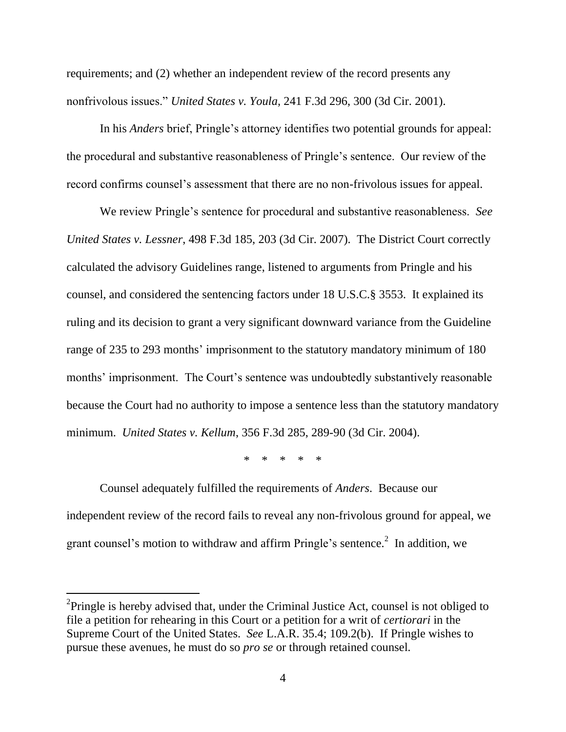requirements; and (2) whether an independent review of the record presents any nonfrivolous issues." *United States v. Youla*, 241 F.3d 296, 300 (3d Cir. 2001).

In his *Anders* brief, Pringle's attorney identifies two potential grounds for appeal: the procedural and substantive reasonableness of Pringle's sentence. Our review of the record confirms counsel's assessment that there are no non-frivolous issues for appeal.

We review Pringle's sentence for procedural and substantive reasonableness. *See United States v. Lessner*, 498 F.3d 185, 203 (3d Cir. 2007). The District Court correctly calculated the advisory Guidelines range, listened to arguments from Pringle and his counsel, and considered the sentencing factors under 18 U.S.C.§ 3553. It explained its ruling and its decision to grant a very significant downward variance from the Guideline range of 235 to 293 months' imprisonment to the statutory mandatory minimum of 180 months' imprisonment. The Court's sentence was undoubtedly substantively reasonable because the Court had no authority to impose a sentence less than the statutory mandatory minimum. *United States v. Kellum*, 356 F.3d 285, 289-90 (3d Cir. 2004).

\* \* \* \* \*

Counsel adequately fulfilled the requirements of *Anders*. Because our independent review of the record fails to reveal any non-frivolous ground for appeal, we grant counsel's motion to withdraw and affirm Pringle's sentence.[2] In addition, we

[2]Pringle is hereby advised that, under the Criminal Justice Act, counsel is not obliged to file a petition for rehearing in this Court or a petition for a writ of *certiorari* in the Supreme Court of the United States. *See* L.A.R. 35.4; 109.2(b). If Pringle wishes to pursue these avenues, he must do so *pro se* or through retained counsel.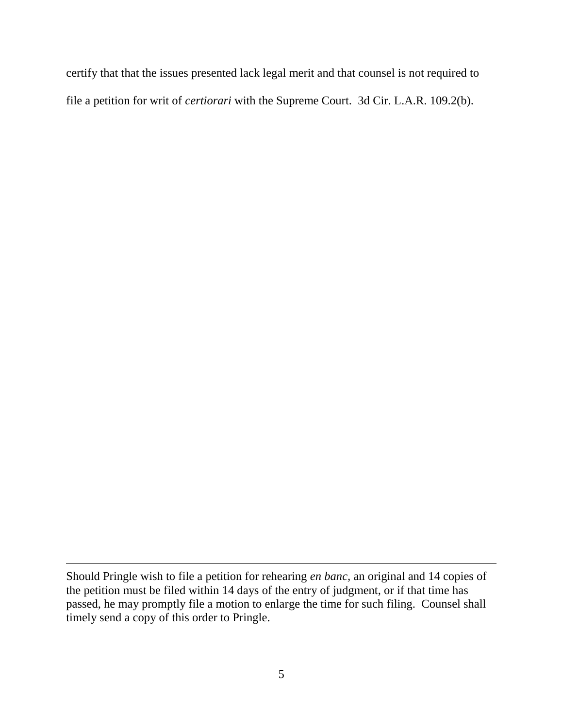certify that that the issues presented lack legal merit and that counsel is not required to file a petition for writ of *certiorari* with the Supreme Court. 3d Cir. L.A.R. 109.2(b).

---

Should Pringle wish to file a petition for rehearing *en banc*, an original and 14 copies of the petition must be filed within 14 days of the entry of judgment, or if that time has passed, he may promptly file a motion to enlarge the time for such filing. Counsel shall timely send a copy of this order to Pringle.